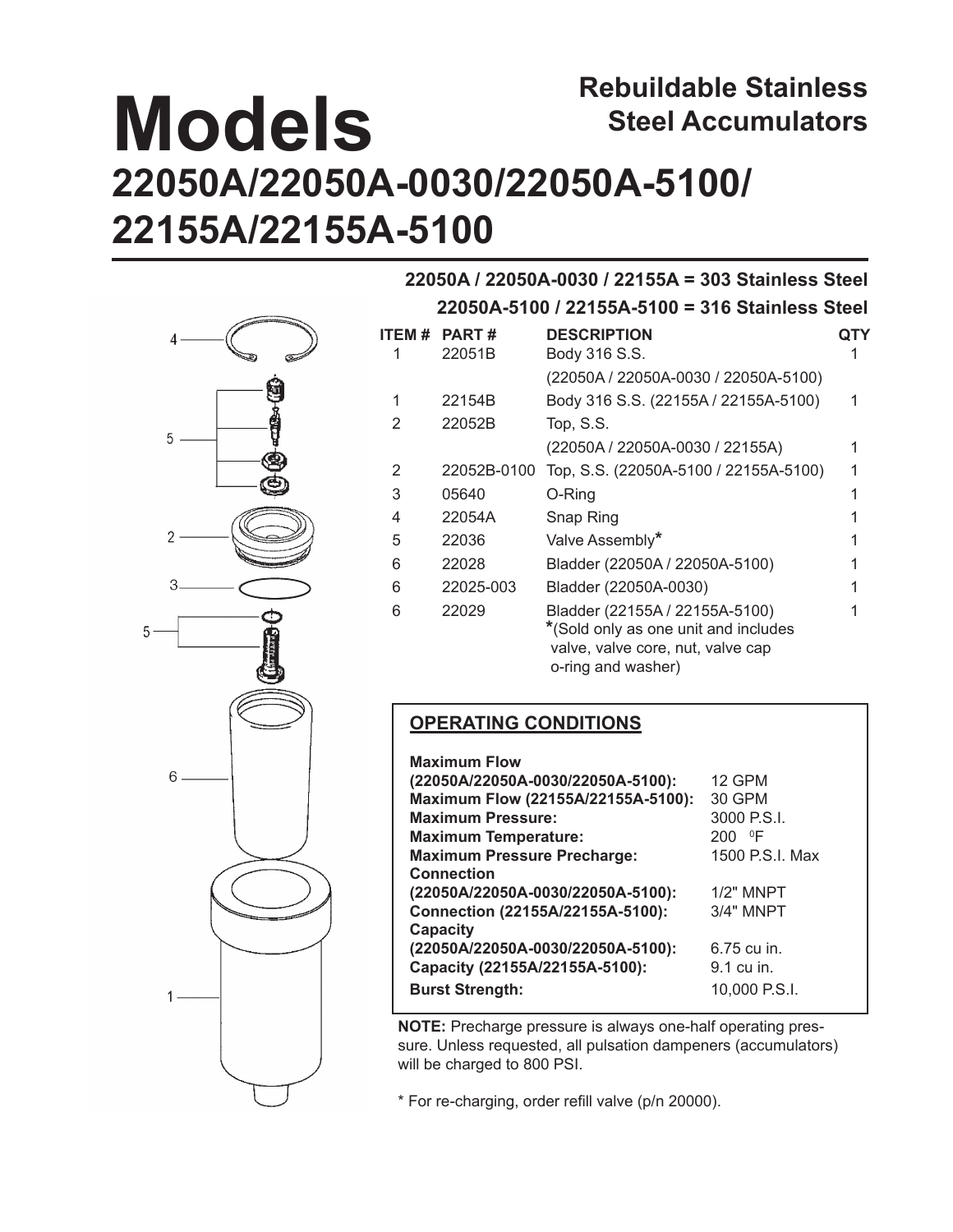# Models

## Rebuildable Stainless Steel Accumulators

# 22050A/22050A-0030/22050A-5100/ 22155A/22155A-5100

**22050A / 22050A-0030 / 22155A = 303 Stainless Steel**

**22050A-5100 / 22155A-5100 = 316 Stainless Steel**

| ITEM # | PART # | DESCRIPTION | QTY |
|---|---|---|---|
| 1 | 22051B | Body 316 S.S. (22050A / 22050A-0030 / 22050A-5100) | 1 |
| 1 | 22154B | Body 316 S.S. (22155A / 22155A-5100) | 1 |
| 2 | 22052B | Top, S.S. (22050A / 22050A-0030 / 22155A) | 1 |
| 2 | 22052B-0100 | Top, S.S. (22050A-5100 / 22155A-5100) | 1 |
| 3 | 05640 | O-Ring | 1 |
| 4 | 22054A | Snap Ring | 1 |
| 5 | 22036 | Valve Assembly* | 1 |
| 6 | 22028 | Bladder (22050A / 22050A-5100) | 1 |
| 6 | 22025-003 | Bladder (22050A-0030) | 1 |
| 6 | 22029 | Bladder (22155A / 22155A-5100) | 1 |

*(Sold only as one unit and includes valve, valve core, nut, valve cap o-ring and washer)

### OPERATING CONDITIONS

| | |
|---|---|
| **Maximum Flow (22050A/22050A-0030/22050A-5100):** | 12 GPM |
| **Maximum Flow (22155A/22155A-5100):** | 30 GPM |
| **Maximum Pressure:** | 3000 P.S.I. |
| **Maximum Temperature:** | 200 °F |
| **Maximum Pressure Precharge:** | 1500 P.S.I. Max |
| **Connection (22050A/22050A-0030/22050A-5100):** | 1/2" MNPT |
| **Connection (22155A/22155A-5100):** | 3/4" MNPT |
| **Capacity (22050A/22050A-0030/22050A-5100):** | 6.75 cu in. |
| **Capacity (22155A/22155A-5100):** | 9.1 cu in. |
| **Burst Strength:** | 10,000 P.S.I. |

**NOTE:** Precharge pressure is always one-half operating pressure. Unless requested, all pulsation dampeners (accumulators) will be charged to 800 PSI.

* For re-charging, order refill valve (p/n 20000).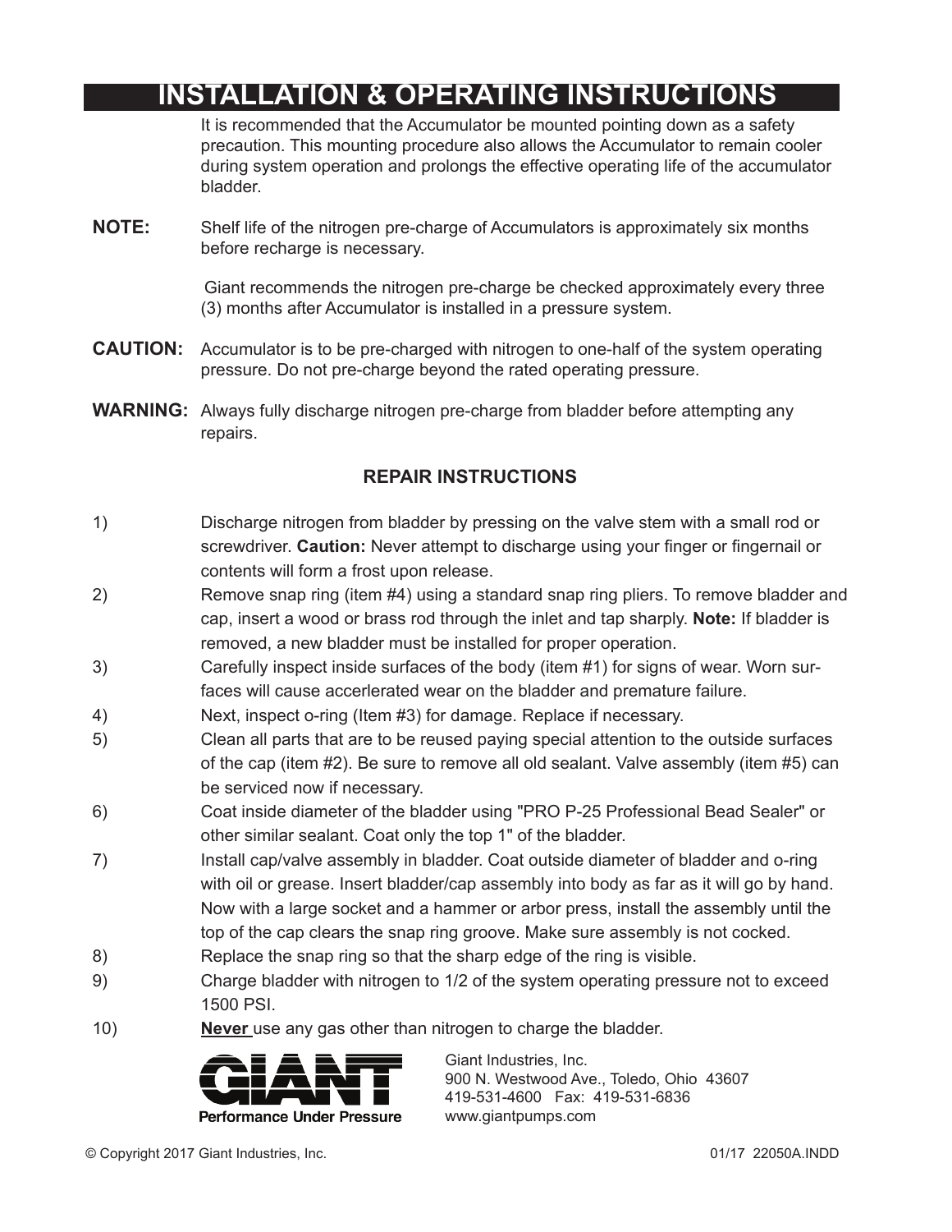# INSTALLATION & OPERATING INSTRUCTIONS

It is recommended that the Accumulator be mounted pointing down as a safety precaution. This mounting procedure also allows the Accumulator to remain cooler during system operation and prolongs the effective operating life of the accumulator bladder.

**NOTE:** Shelf life of the nitrogen pre-charge of Accumulators is approximately six months before recharge is necessary.

Giant recommends the nitrogen pre-charge be checked approximately every three (3) months after Accumulator is installed in a pressure system.

**CAUTION:** Accumulator is to be pre-charged with nitrogen to one-half of the system operating pressure. Do not pre-charge beyond the rated operating pressure.

**WARNING:** Always fully discharge nitrogen pre-charge from bladder before attempting any repairs.

## REPAIR INSTRUCTIONS

1) Discharge nitrogen from bladder by pressing on the valve stem with a small rod or screwdriver. **Caution:** Never attempt to discharge using your finger or fingernail or contents will form a frost upon release.
2) Remove snap ring (item #4) using a standard snap ring pliers. To remove bladder and cap, insert a wood or brass rod through the inlet and tap sharply. **Note:** If bladder is removed, a new bladder must be installed for proper operation.
3) Carefully inspect inside surfaces of the body (item #1) for signs of wear. Worn surfaces will cause accerlerated wear on the bladder and premature failure.
4) Next, inspect o-ring (Item #3) for damage. Replace if necessary.
5) Clean all parts that are to be reused paying special attention to the outside surfaces of the cap (item #2). Be sure to remove all old sealant. Valve assembly (item #5) can be serviced now if necessary.
6) Coat inside diameter of the bladder using "PRO P-25 Professional Bead Sealer" or other similar sealant. Coat only the top 1" of the bladder.
7) Install cap/valve assembly in bladder. Coat outside diameter of bladder and o-ring with oil or grease. Insert bladder/cap assembly into body as far as it will go by hand. Now with a large socket and a hammer or arbor press, install the assembly until the top of the cap clears the snap ring groove. Make sure assembly is not cocked.
8) Replace the snap ring so that the sharp edge of the ring is visible.
9) Charge bladder with nitrogen to 1/2 of the system operating pressure not to exceed 1500 PSI.
10) **<u>Never</u>** use any gas other than nitrogen to charge the bladder.

GIANT
Performance Under Pressure

Giant Industries, Inc.
900 N. Westwood Ave., Toledo, Ohio 43607
419-531-4600 Fax: 419-531-6836
www.giantpumps.com

© Copyright 2017 Giant Industries, Inc.

01/17 22050A.INDD